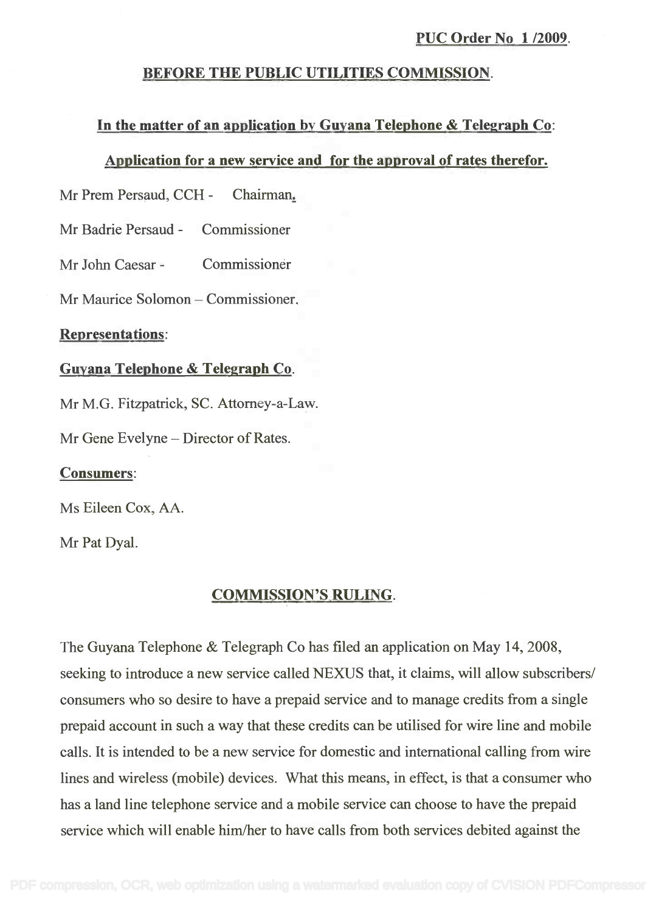**PUC Order No 1 /2009**.

## BEFORE THE PUBLIC UTILITIES COMMISSION.

### In the matter of an application by Guyana Telephone & Telegraph Co:

### Application for a new service and for the approval of rates therefor.

Mr Prem Persaud, CCH - Chairman.

Mr Badrie Persaud - Commissioner

Mr John Caesar - Commissioner

Mr Maurice Solomon – Commissioner.

**Representations**:

**Guyana Telephone & Telegraph Co**.

Mr M.G. Fitzpatrick, SC. Attorney-a-Law.

Mr Gene Evelyne – Director of Rates.

**Consumers**:

Ms Eileen Cox, AA.

Mr Pat Dyal.

## COMMISSION'S RULING.

The Guyana Telephone & Telegraph Co has filed an application on May 14, 2008, seeking to introduce a new service called NEXUS that, it claims, will allow subscribers/ consumers who so desire to have a prepaid service and to manage credits from a single prepaid account in such a way that these credits can be utilised for wire line and mobile calls. It is intended to be a new service for domestic and international calling from wire lines and wireless (mobile) devices. What this means, in effect, is that a consumer who has a land line telephone service and a mobile service can choose to have the prepaid service which will enable him/her to have calls from both services debited against the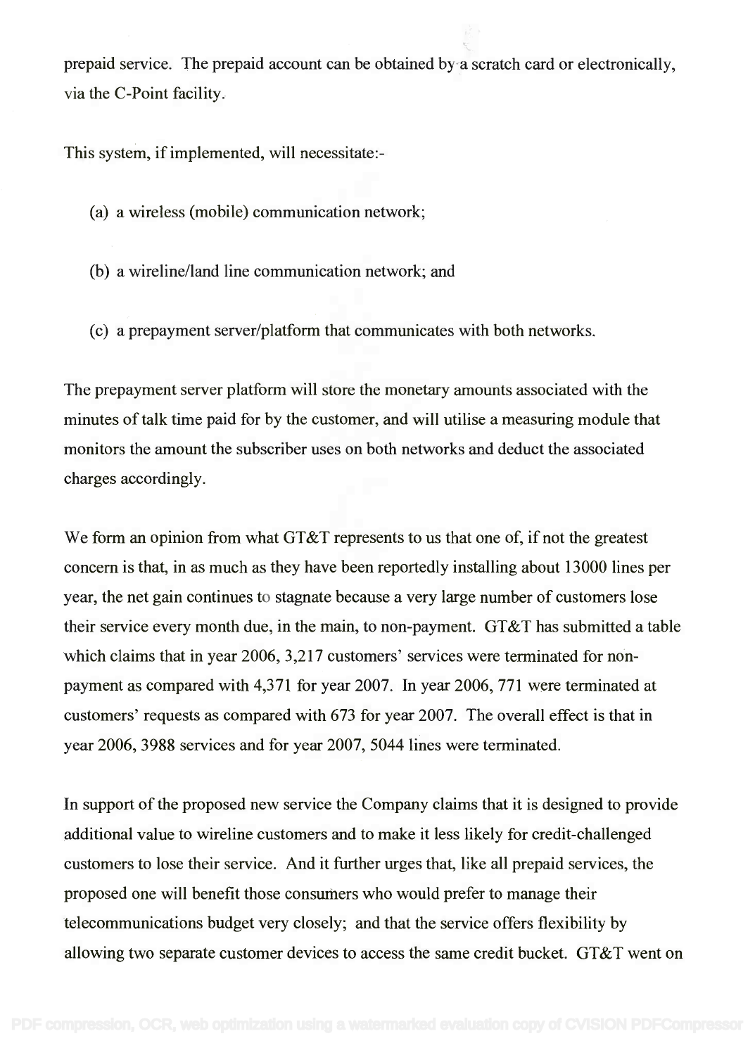prepaid service. The prepaid account can be obtained by a scratch card or electronically, via the C-Point facility.

This system, if implemented, will necessitate:-

(a) a wireless (mobile) communication network;

(b) a wireline/land line communication network; and

(c) a prepayment server/platform that communicates with both networks.

The prepayment server platform will store the monetary amounts associated with the minutes of talk time paid for by the customer, and will utilise a measuring module that monitors the amount the subscriber uses on both networks and deduct the associated charges accordingly.

We form an opinion from what GT&T represents to us that one of, if not the greatest concern is that, in as much as they have been reportedly installing about 13000 lines per year, the net gain continues to stagnate because a very large number of customers lose their service every month due, in the main, to non-payment. GT&T has submitted a table which claims that in year 2006, 3,217 customers' services were terminated for non-payment as compared with 4,371 for year 2007. In year 2006, 771 were terminated at customers' requests as compared with 673 for year 2007. The overall effect is that in year 2006, 3988 services and for year 2007, 5044 lines were terminated.

In support of the proposed new service the Company claims that it is designed to provide additional value to wireline customers and to make it less likely for credit-challenged customers to lose their service. And it further urges that, like all prepaid services, the proposed one will benefit those consumers who would prefer to manage their telecommunications budget very closely; and that the service offers flexibility by allowing two separate customer devices to access the same credit bucket. GT&T went on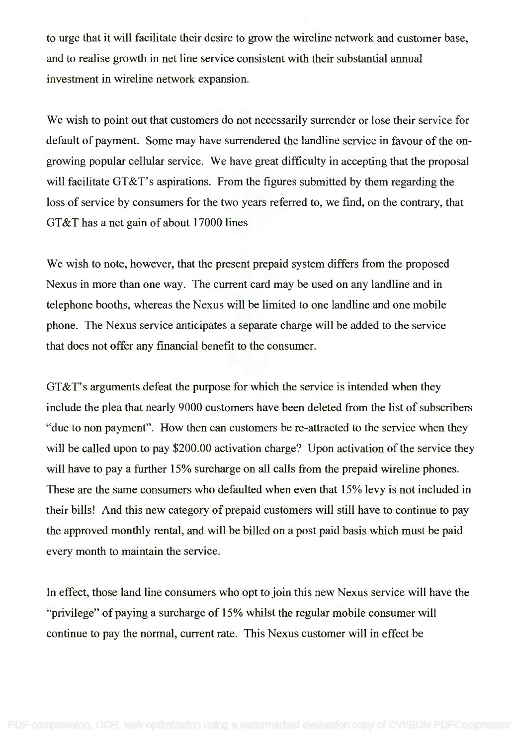to urge that it will facilitate their desire to grow the wireline network and customer base, and to realise growth in net line service consistent with their substantial annual investment in wireline network expansion.

We wish to point out that customers do not necessarily surrender or lose their service for default of payment. Some may have surrendered the landline service in favour of the on-growing popular cellular service. We have great difficulty in accepting that the proposal will facilitate GT&T's aspirations. From the figures submitted by them regarding the loss of service by consumers for the two years referred to, we find, on the contrary, that GT&T has a net gain of about 17000 lines

We wish to note, however, that the present prepaid system differs from the proposed Nexus in more than one way. The current card may be used on any landline and in telephone booths, whereas the Nexus will be limited to one landline and one mobile phone. The Nexus service anticipates a separate charge will be added to the service that does not offer any financial benefit to the consumer.

GT&T's arguments defeat the purpose for which the service is intended when they include the plea that nearly 9000 customers have been deleted from the list of subscribers "due to non payment". How then can customers be re-attracted to the service when they will be called upon to pay $200.00 activation charge? Upon activation of the service they will have to pay a further 15% surcharge on all calls from the prepaid wireline phones. These are the same consumers who defaulted when even that 15% levy is not included in their bills! And this new category of prepaid customers will still have to continue to pay the approved monthly rental, and will be billed on a post paid basis which must be paid every month to maintain the service.

In effect, those land line consumers who opt to join this new Nexus service will have the "privilege" of paying a surcharge of 15% whilst the regular mobile consumer will continue to pay the normal, current rate. This Nexus customer will in effect be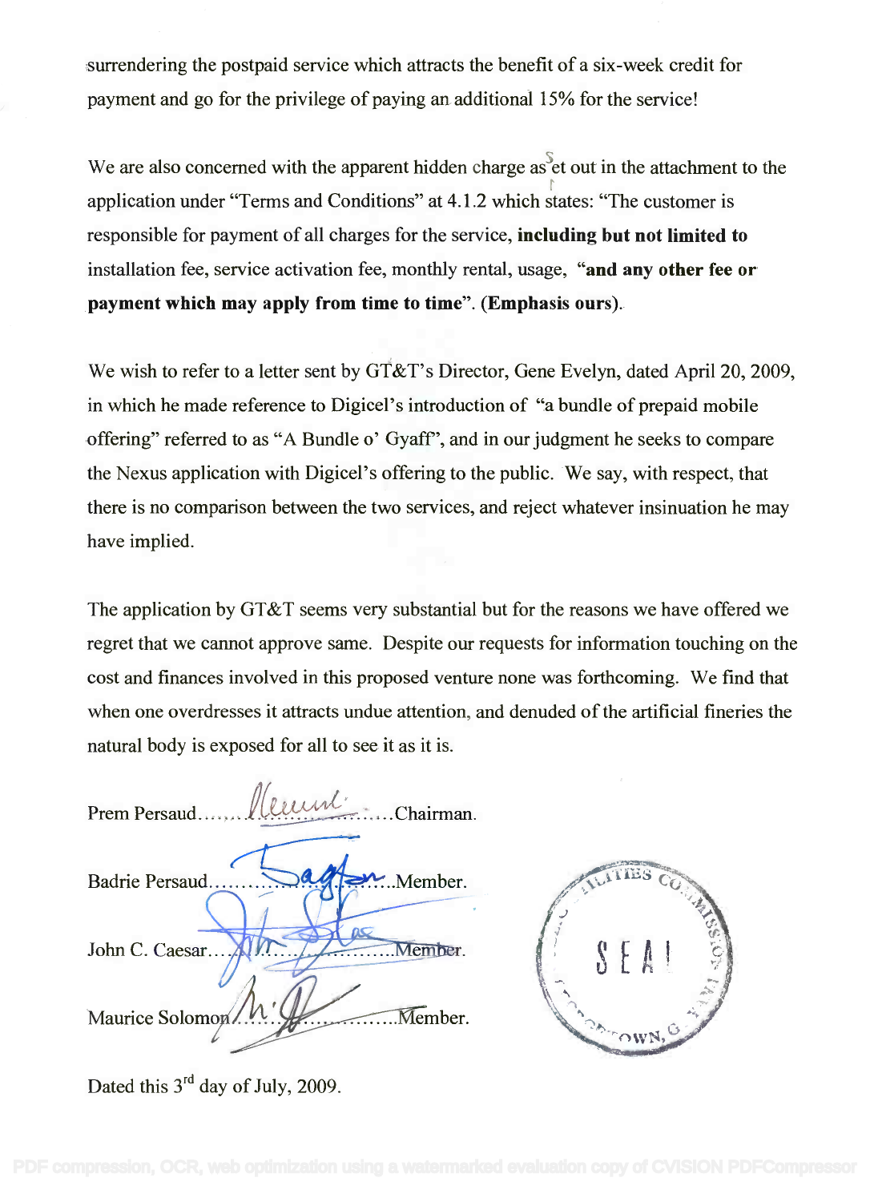surrendering the postpaid service which attracts the benefit of a six-week credit for payment and go for the privilege of paying an additional 15% for the service!

We are also concerned with the apparent hidden charge as set out in the attachment to the application under "Terms and Conditions" at 4.1.2 which states: "The customer is responsible for payment of all charges for the service, **including but not limited to** installation fee, service activation fee, monthly rental, usage, **"and any other fee or payment which may apply from time to time". (Emphasis ours).**

We wish to refer to a letter sent by GT&T's Director, Gene Evelyn, dated April 20, 2009, in which he made reference to Digicel's introduction of "a bundle of prepaid mobile offering" referred to as "A Bundle o' Gyaff", and in our judgment he seeks to compare the Nexus application with Digicel's offering to the public. We say, with respect, that there is no comparison between the two services, and reject whatever insinuation he may have implied.

The application by GT&T seems very substantial but for the reasons we have offered we regret that we cannot approve same. Despite our requests for information touching on the cost and finances involved in this proposed venture none was forthcoming. We find that when one overdresses it attracts undue attention, and denuded of the artificial fineries the natural body is exposed for all to see it as it is.

Prem Persaud..............................Chairman.

Badrie Persaud..............................Member.

John C. Caesar..............................Member.

Maurice Solomon..............................Member.

Dated this 3rd day of July, 2009.